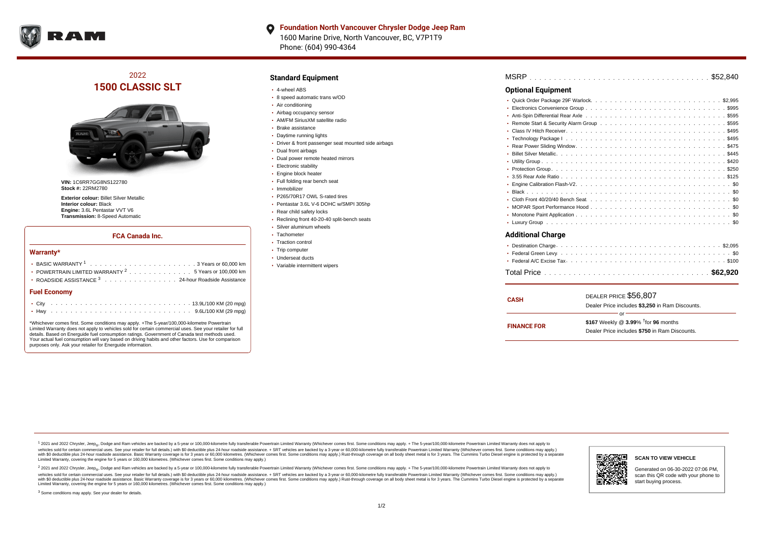**Foundation North Vancouver Chrysler Dodge Jeep Ram**
1600 Marine Drive, North Vancouver, BC, V7P1T9
Phone: (604) 990-4364

# 2022
# 1500 CLASSIC SLT

**VIN:** 1C6RR7GG8NS122780
**Stock #:** 22RM2780

**Exterior colour:** Billet Silver Metallic
**Interior colour:** Black
**Engine:** 3.6L Pentastar VVT V6
**Transmission:** 8-Speed Automatic

### FCA Canada Inc.

#### Warranty*

- BASIC WARRANTY [1] . . . . . . . . . . 3 Years or 60,000 km
- POWERTRAIN LIMITED WARRANTY [2] . . . . . . . . . . 5 Years or 100,000 km
- ROADSIDE ASSISTANCE [3] . . . . . . . . . . 24-hour Roadside Assistance

#### Fuel Economy

- City . . . . . . . . . . 13.9L/100 KM (20 mpg)
- Hwy . . . . . . . . . . 9.6L/100 KM (29 mpg)

*Whichever comes first. Some conditions may apply. +The 5-year/100,000-kilometre Powertrain Limited Warranty does not apply to vehicles sold for certain commercial uses. See your retailer for full details. Based on Energuide fuel consumption ratings. Government of Canada test methods used. Your actual fuel consumption will vary based on driving habits and other factors. Use for comparison purposes only. Ask your retailer for Energuide information.

## Standard Equipment

- 4-wheel ABS
- 8 speed automatic trans w/OD
- Air conditioning
- Airbag occupancy sensor
- AM/FM SiriusXM satellite radio
- Brake assistance
- Daytime running lights
- Driver & front passenger seat mounted side airbags
- Dual front airbags
- Dual power remote heated mirrors
- Electronic stability
- Engine block heater
- Full folding rear bench seat
- Immobilizer
- P265/70R17 OWL S-rated tires
- Pentastar 3.6L V-6 DOHC w/SMPI 305hp
- Rear child safety locks
- Reclining front 40-20-40 split-bench seats
- Silver aluminum wheels
- Tachometer
- Traction control
- Trip computer
- Underseat ducts
- Variable intermittent wipers

MSRP . . . . . . . . . . $52,840

## Optional Equipment

- Quick Order Package 29F Warlock. . . . . . . . . . $2,995
- Electronics Convenience Group . . . . . . . . . . $995
- Anti-Spin Differential Rear Axle . . . . . . . . . . $595
- Remote Start & Security Alarm Group . . . . . . . . . . $595
- Class IV Hitch Receiver. . . . . . . . . . $495
- Technology Package I . . . . . . . . . . $495
- Rear Power Sliding Window. . . . . . . . . . $475
- Billet Silver Metallic. . . . . . . . . . $445
- Utility Group . . . . . . . . . . $420
- Protection Group. . . . . . . . . . $250
- 3.55 Rear Axle Ratio . . . . . . . . . . $125
- Engine Calibration Flash-V2. . . . . . . . . . $0
- Black . . . . . . . . . . $0
- Cloth Front 40/20/40 Bench Seat. . . . . . . . . . $0
- MOPAR Sport Performance Hood . . . . . . . . . . $0
- Monotone Paint Application . . . . . . . . . . $0
- Luxury Group . . . . . . . . . . $0

## Additional Charge

- Destination Charge. . . . . . . . . . $2,095
- Federal Green Levy. . . . . . . . . . $0
- Federal A/C Excise Tax. . . . . . . . . . $100

Total Price . . . . . . . . . . **$62,920**

**CASH** — DEALER PRICE $56,807
Dealer Price includes **$3,250** in Ram Discounts.

or

**FINANCE FOR** — **$167** Weekly @ **3.99**% †for **96** months
Dealer Price includes **$750** in Ram Discounts.

[1] 2021 and 2022 Chrysler, Jeep®, Dodge and Ram vehicles are backed by a 5-year or 100,000-kilometre fully transferable Powertrain Limited Warranty (Whichever comes first. Some conditions may apply. + The 5-year/100,000-kilometre Powertrain Limited Warranty does not apply to vehicles sold for certain commercial uses. See your retailer for full details.) with $0 deductible plus 24-hour roadside assistance. + SRT vehicles are backed by a 3-year or 60,000-kilometre fully transferable Powertrain Limited Warranty (Whichever comes first. Some conditions may apply.) with $0 deductible plus 24-hour roadside assistance. Basic Warranty coverage is for 3 years or 60,000 kilometres. (Whichever comes first. Some conditions may apply.) Rust-through coverage on all body sheet metal is for 3 years. The Cummins Turbo Diesel engine is protected by a separate Limited Warranty, covering the engine for 5 years or 160,000 kilometres. (Whichever comes first. Some conditions may apply.)

[2] 2021 and 2022 Chrysler, Jeep®, Dodge and Ram vehicles are backed by a 5-year or 100,000-kilometre fully transferable Powertrain Limited Warranty (Whichever comes first. Some conditions may apply. + The 5-year/100,000-kilometre Powertrain Limited Warranty does not apply to vehicles sold for certain commercial uses. See your retailer for full details.) with $0 deductible plus 24-hour roadside assistance. + SRT vehicles are backed by a 3-year or 60,000-kilometre fully transferable Powertrain Limited Warranty (Whichever comes first. Some conditions may apply.) with $0 deductible plus 24-hour roadside assistance. Basic Warranty coverage is for 3 years or 60,000 kilometres. (Whichever comes first. Some conditions may apply.) Rust-through coverage on all body sheet metal is for 3 years. The Cummins Turbo Diesel engine is protected by a separate Limited Warranty, covering the engine for 5 years or 160,000 kilometres. (Whichever comes first. Some conditions may apply.)

[3] Some conditions may apply. See your dealer for details.

**SCAN TO VIEW VEHICLE**

Generated on 06-30-2022 07:06 PM, scan this QR code with your phone to start buying process.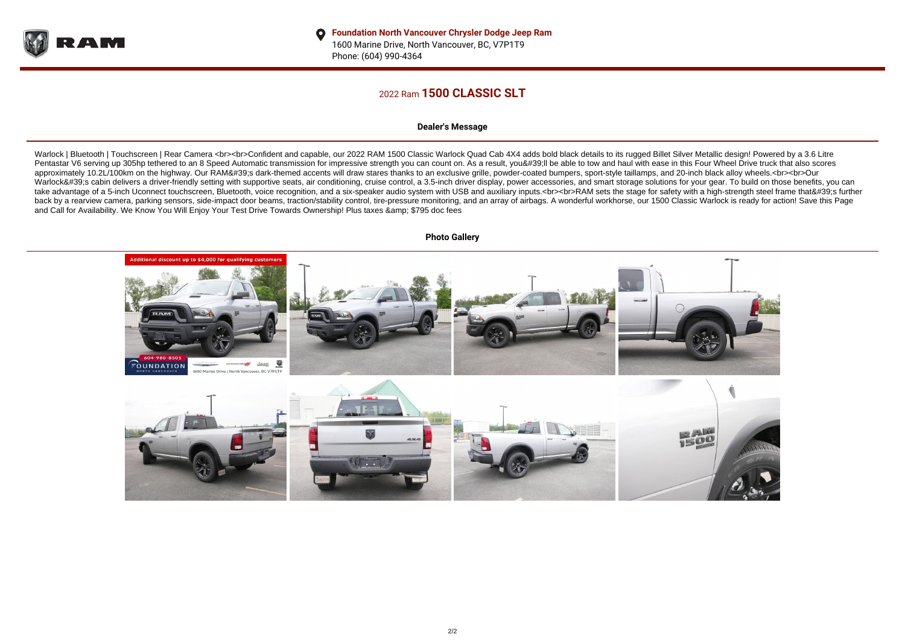**Foundation North Vancouver Chrysler Dodge Jeep Ram**
1600 Marine Drive, North Vancouver, BC, V7P1T9
Phone: (604) 990-4364

# 2022 Ram **1500 CLASSIC SLT**

## Dealer's Message

Warlock | Bluetooth | Touchscreen | Rear Camera <br><br>Confident and capable, our 2022 RAM 1500 Classic Warlock Quad Cab 4X4 adds bold black details to its rugged Billet Silver Metallic design! Powered by a 3.6 Litre Pentastar V6 serving up 305hp tethered to an 8 Speed Automatic transmission for impressive strength you can count on. As a result, you&#39;ll be able to tow and haul with ease in this Four Wheel Drive truck that also scores approximately 10.2L/100km on the highway. Our RAM&#39;s dark-themed accents will draw stares thanks to an exclusive grille, powder-coated bumpers, sport-style taillamps, and 20-inch black alloy wheels.<br><br>Our Warlock&#39;s cabin delivers a driver-friendly setting with supportive seats, air conditioning, cruise control, a 3.5-inch driver display, power accessories, and smart storage solutions for your gear. To build on those benefits, you can take advantage of a 5-inch Uconnect touchscreen, Bluetooth, voice recognition, and a six-speaker audio system with USB and auxiliary inputs.<br><br>RAM sets the stage for safety with a high-strength steel frame that&#39;s further back by a rearview camera, parking sensors, side-impact door beams, traction/stability control, tire-pressure monitoring, and an array of airbags. A wonderful workhorse, our 1500 Classic Warlock is ready for action! Save this Page and Call for Availability. We Know You Will Enjoy Your Test Drive Towards Ownership! Plus taxes &amp; $795 doc fees

## Photo Gallery